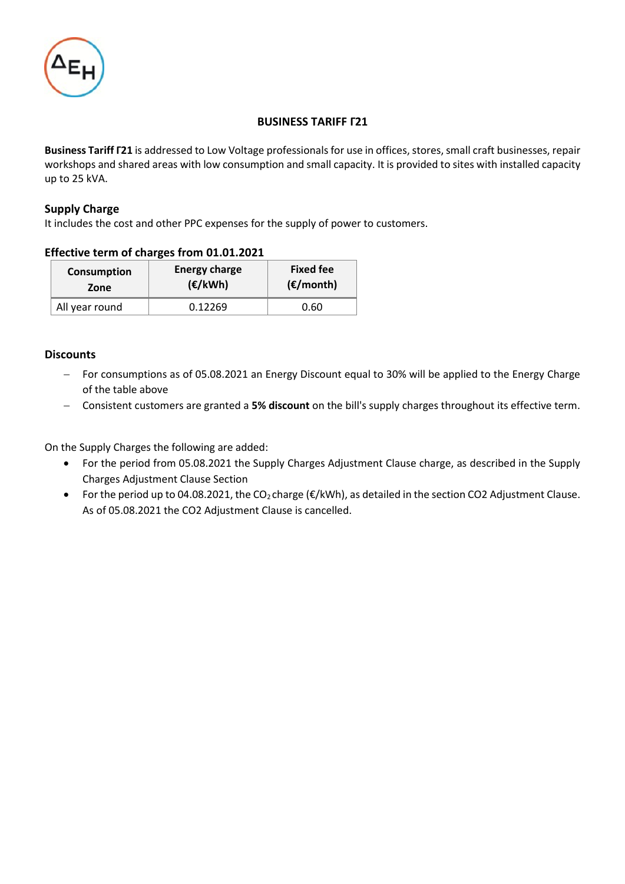# BUSINESS TARIFF Γ21

**Business Tariff Γ21** is addressed to Low Voltage professionals for use in offices, stores, small craft businesses, repair workshops and shared areas with low consumption and small capacity. It is provided to sites with installed capacity up to 25 kVA.

## Supply Charge

It includes the cost and other PPC expenses for the supply of power to customers.

### Effective term of charges from 01.01.2021

| Consumption Zone | Energy charge (€/kWh) | Fixed fee (€/month) |
|---|---|---|
| All year round | 0.12269 | 0.60 |

## Discounts

- For consumptions as of 05.08.2021 an Energy Discount equal to 30% will be applied to the Energy Charge of the table above
- Consistent customers are granted a **5% discount** on the bill's supply charges throughout its effective term.

On the Supply Charges the following are added:

- For the period from 05.08.2021 the Supply Charges Adjustment Clause charge, as described in the Supply Charges Adjustment Clause Section
- For the period up to 04.08.2021, the $CO_2$ charge (€/kWh), as detailed in the section CO2 Adjustment Clause. As of 05.08.2021 the CO2 Adjustment Clause is cancelled.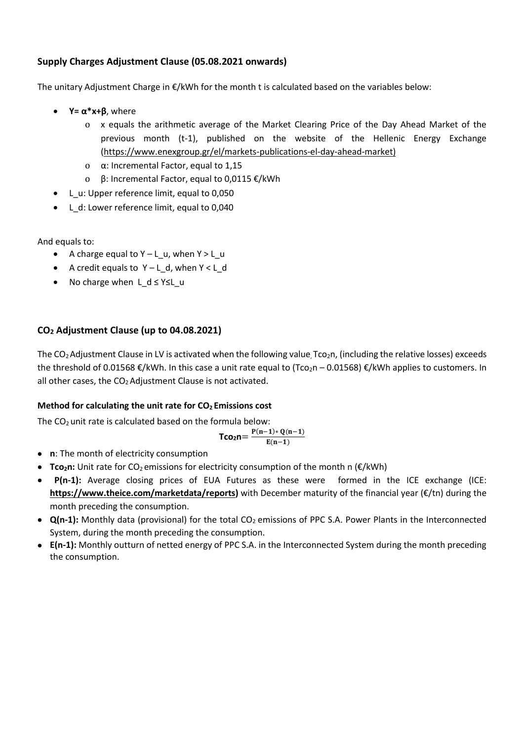### Supply Charges Adjustment Clause (05.08.2021 onwards)

The unitary Adjustment Charge in €/kWh for the month t is calculated based on the variables below:

- **$Y = \alpha * x + \beta$**, where
  - x equals the arithmetic average of the Market Clearing Price of the Day Ahead Market of the previous month (t-1), published on the website of the Hellenic Energy Exchange (https://www.enexgroup.gr/el/markets-publications-el-day-ahead-market)
  - α: Incremental Factor, equal to 1,15
  - β: Incremental Factor, equal to 0,0115 €/kWh
- L_u: Upper reference limit, equal to 0,050
- L_d: Lower reference limit, equal to 0,040

And equals to:

- A charge equal to Y – L_u, when Y > L_u
- A credit equals to Y – L_d, when Y < L_d
- No charge when L_d ≤ Y≤L_u

### $CO_2$ Adjustment Clause (up to 04.08.2021)

The $CO_2$ Adjustment Clause in LV is activated when the following value, $Tco_2n$, (including the relative losses) exceeds the threshold of 0.01568 €/kWh. In this case a unit rate equal to ($Tco_2n$ – 0.01568) €/kWh applies to customers. In all other cases, the $CO_2$ Adjustment Clause is not activated.

#### Method for calculating the unit rate for $CO_2$ Emissions cost

The $CO_2$ unit rate is calculated based on the formula below:

$$\mathbf{Tco_2n} = \frac{\mathbf{P(n-1) * Q(n-1)}}{\mathbf{E(n-1)}}$$

- **n**: The month of electricity consumption
- **$Tco_2n$:** Unit rate for $CO_2$ emissions for electricity consumption of the month n (€/kWh)
- **P(n-1):** Average closing prices of EUA Futures as these were formed in the ICE exchange (ICE: **https://www.theice.com/marketdata/reports**) with December maturity of the financial year (€/tn) during the month preceding the consumption.
- **Q(n-1):** Monthly data (provisional) for the total $CO_2$ emissions of PPC S.A. Power Plants in the Interconnected System, during the month preceding the consumption.
- **E(n-1):** Monthly outturn of netted energy of PPC S.A. in the Interconnected System during the month preceding the consumption.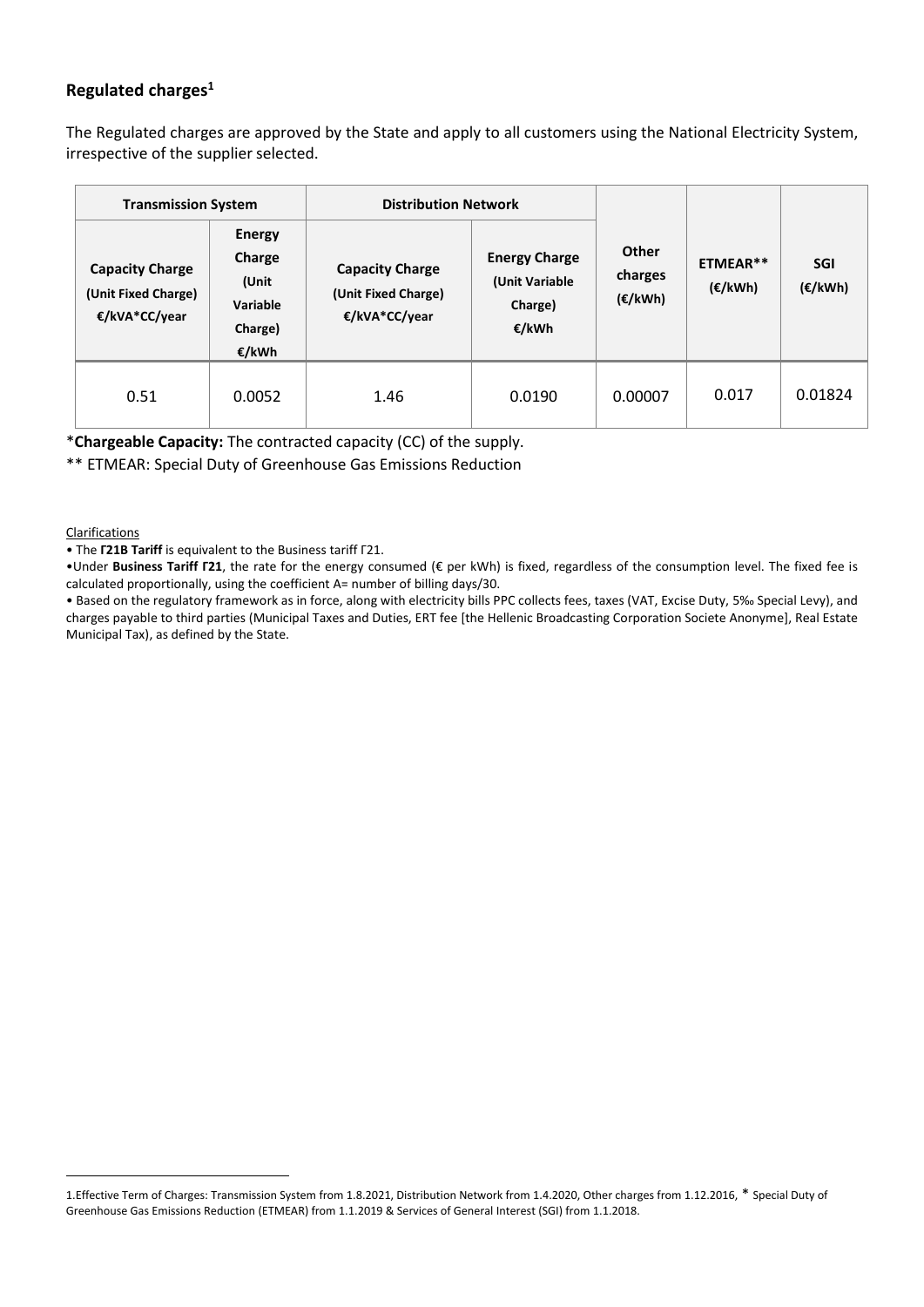## Regulated charges[1]

The Regulated charges are approved by the State and apply to all customers using the National Electricity System, irrespective of the supplier selected.

| Transmission System | | Distribution Network | | Other charges (€/kWh) | ETMEAR** (€/kWh) | SGI (€/kWh) |
|---|---|---|---|---|---|---|
| Capacity Charge (Unit Fixed Charge) €/kVA*CC/year | Energy Charge (Unit Variable Charge) €/kWh | Capacity Charge (Unit Fixed Charge) €/kVA*CC/year | Energy Charge (Unit Variable Charge) €/kWh | | | |
| 0.51 | 0.0052 | 1.46 | 0.0190 | 0.00007 | 0.017 | 0.01824 |

***Chargeable Capacity:** The contracted capacity (CC) of the supply.

** ETMEAR: Special Duty of Greenhouse Gas Emissions Reduction

Clarifications

- The **Γ21B Tariff** is equivalent to the Business tariff Γ21.
- Under **Business Tariff Γ21**, the rate for the energy consumed (€ per kWh) is fixed, regardless of the consumption level. The fixed fee is calculated proportionally, using the coefficient A= number of billing days/30.
- Based on the regulatory framework as in force, along with electricity bills PPC collects fees, taxes (VAT, Excise Duty, 5‰ Special Levy), and charges payable to third parties (Municipal Taxes and Duties, ERT fee [the Hellenic Broadcasting Corporation Societe Anonyme], Real Estate Municipal Tax), as defined by the State.

1.Effective Term of Charges: Transmission System from 1.8.2021, Distribution Network from 1.4.2020, Other charges from 1.12.2016, * Special Duty of Greenhouse Gas Emissions Reduction (ETMEAR) from 1.1.2019 & Services of General Interest (SGI) from 1.1.2018.